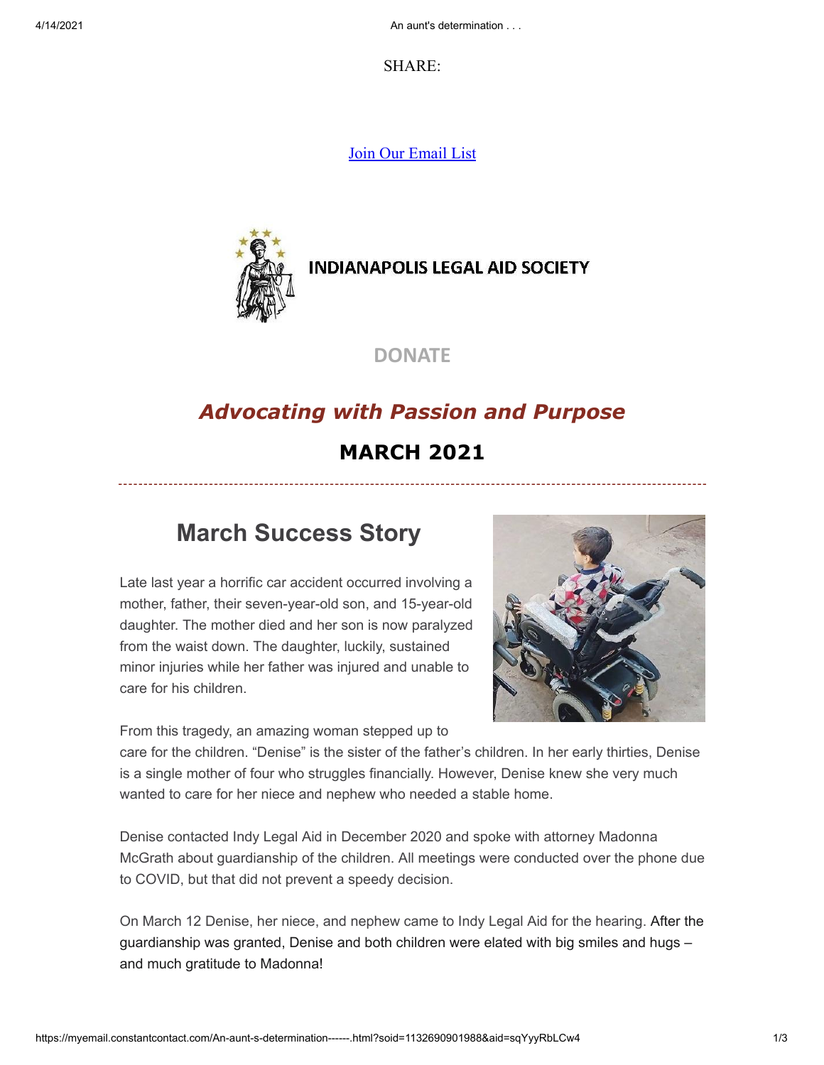SHARE:

Join Our Email List

INDIANAPOLIS LEGAL AID SOCIETY

DONATE

## *Advocating with Passion and Purpose*

## MARCH 2021

# March Success Story

Late last year a horrific car accident occurred involving a mother, father, their seven-year-old son, and 15-year-old daughter. The mother died and her son is now paralyzed from the waist down. The daughter, luckily, sustained minor injuries while her father was injured and unable to care for his children.

From this tragedy, an amazing woman stepped up to care for the children. "Denise" is the sister of the father's children. In her early thirties, Denise is a single mother of four who struggles financially. However, Denise knew she very much wanted to care for her niece and nephew who needed a stable home.

Denise contacted Indy Legal Aid in December 2020 and spoke with attorney Madonna McGrath about guardianship of the children. All meetings were conducted over the phone due to COVID, but that did not prevent a speedy decision.

On March 12 Denise, her niece, and nephew came to Indy Legal Aid for the hearing. After the guardianship was granted, Denise and both children were elated with big smiles and hugs – and much gratitude to Madonna!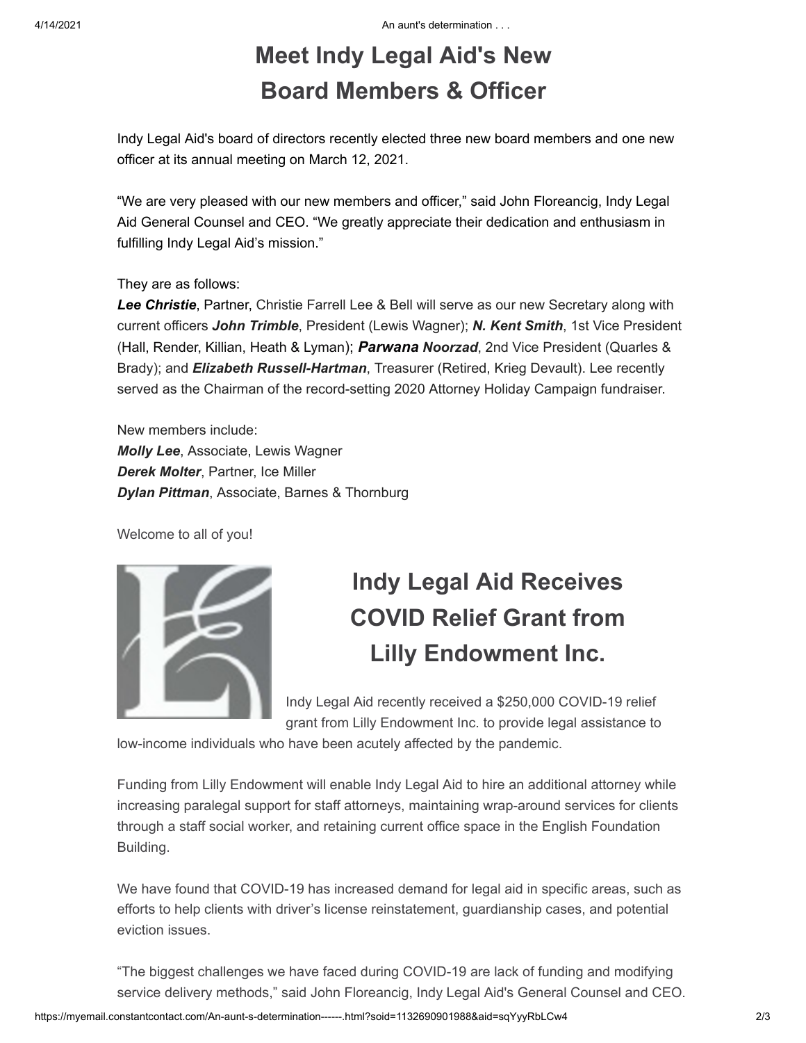# Meet Indy Legal Aid's New Board Members & Officer

Indy Legal Aid's board of directors recently elected three new board members and one new officer at its annual meeting on March 12, 2021.

“We are very pleased with our new members and officer,” said John Floreancig, Indy Legal Aid General Counsel and CEO. “We greatly appreciate their dedication and enthusiasm in fulfilling Indy Legal Aid’s mission.”

They are as follows:
***Lee Christie***, Partner, Christie Farrell Lee & Bell will serve as our new Secretary along with current officers ***John Trimble***, President (Lewis Wagner); ***N. Kent Smith***, 1st Vice President (Hall, Render, Killian, Heath & Lyman); ***Parwana Noorzad***, 2nd Vice President (Quarles & Brady); and ***Elizabeth Russell-Hartman***, Treasurer (Retired, Krieg Devault). Lee recently served as the Chairman of the record-setting 2020 Attorney Holiday Campaign fundraiser.

New members include:
***Molly Lee***, Associate, Lewis Wagner
***Derek Molter***, Partner, Ice Miller
***Dylan Pittman***, Associate, Barnes & Thornburg

Welcome to all of you!

# Indy Legal Aid Receives COVID Relief Grant from Lilly Endowment Inc.

Indy Legal Aid recently received a $250,000 COVID-19 relief grant from Lilly Endowment Inc. to provide legal assistance to low-income individuals who have been acutely affected by the pandemic.

Funding from Lilly Endowment will enable Indy Legal Aid to hire an additional attorney while increasing paralegal support for staff attorneys, maintaining wrap-around services for clients through a staff social worker, and retaining current office space in the English Foundation Building.

We have found that COVID-19 has increased demand for legal aid in specific areas, such as efforts to help clients with driver’s license reinstatement, guardianship cases, and potential eviction issues.

“The biggest challenges we have faced during COVID-19 are lack of funding and modifying service delivery methods,” said John Floreancig, Indy Legal Aid's General Counsel and CEO.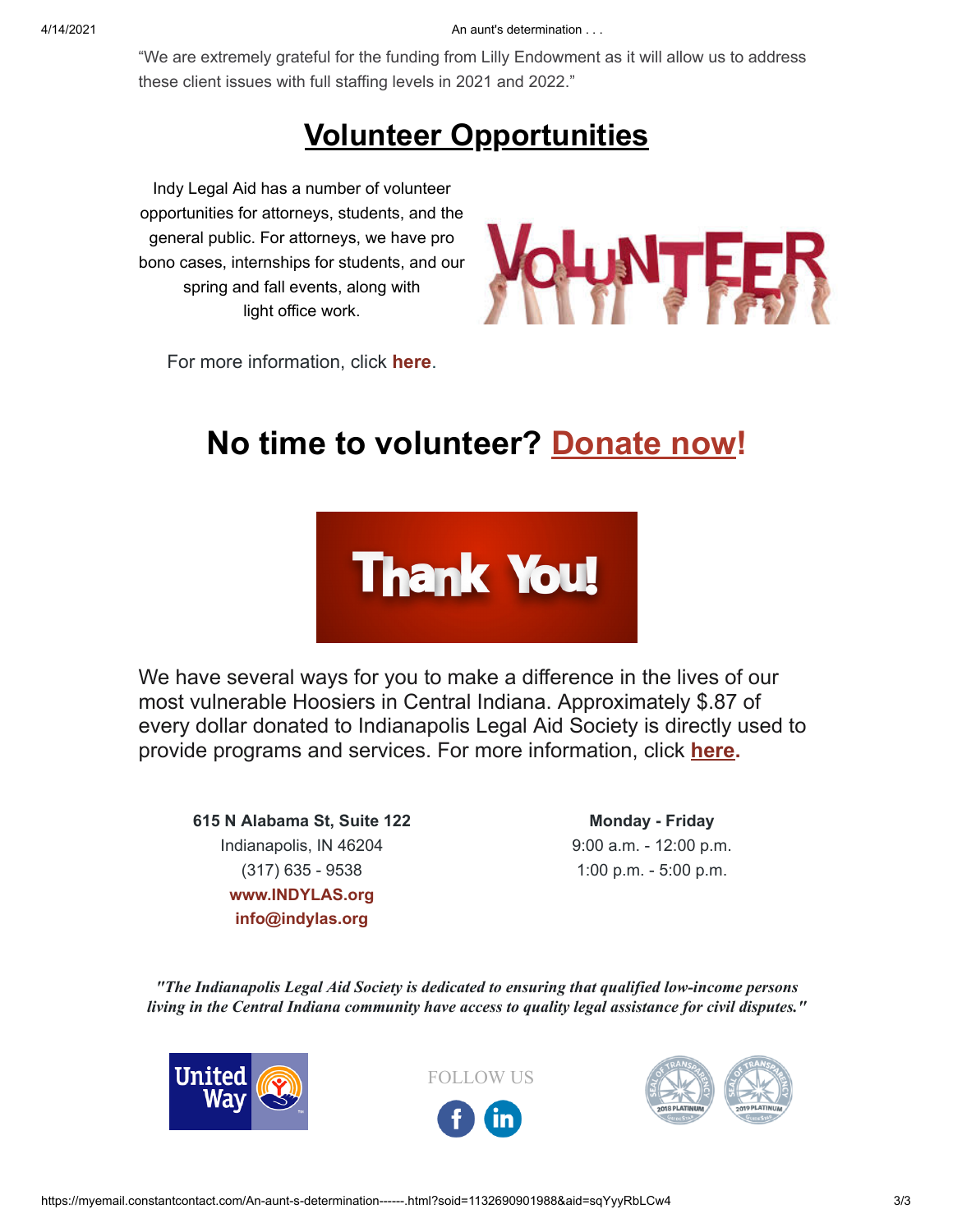"We are extremely grateful for the funding from Lilly Endowment as it will allow us to address these client issues with full staffing levels in 2021 and 2022."

# Volunteer Opportunities

Indy Legal Aid has a number of volunteer opportunities for attorneys, students, and the general public. For attorneys, we have pro bono cases, internships for students, and our spring and fall events, along with light office work.

For more information, click **here**.

# No time to volunteer? Donate now!

We have several ways for you to make a difference in the lives of our most vulnerable Hoosiers in Central Indiana. Approximately $.87 of every dollar donated to Indianapolis Legal Aid Society is directly used to provide programs and services. For more information, click **here.**

**615 N Alabama St, Suite 122**
Indianapolis, IN 46204
(317) 635 - 9538
**www.INDYLAS.org**
**info@indylas.org**

**Monday - Friday**
9:00 a.m. - 12:00 p.m.
1:00 p.m. - 5:00 p.m.

***"The Indianapolis Legal Aid Society is dedicated to ensuring that qualified low-income persons living in the Central Indiana community have access to quality legal assistance for civil disputes."***

FOLLOW US